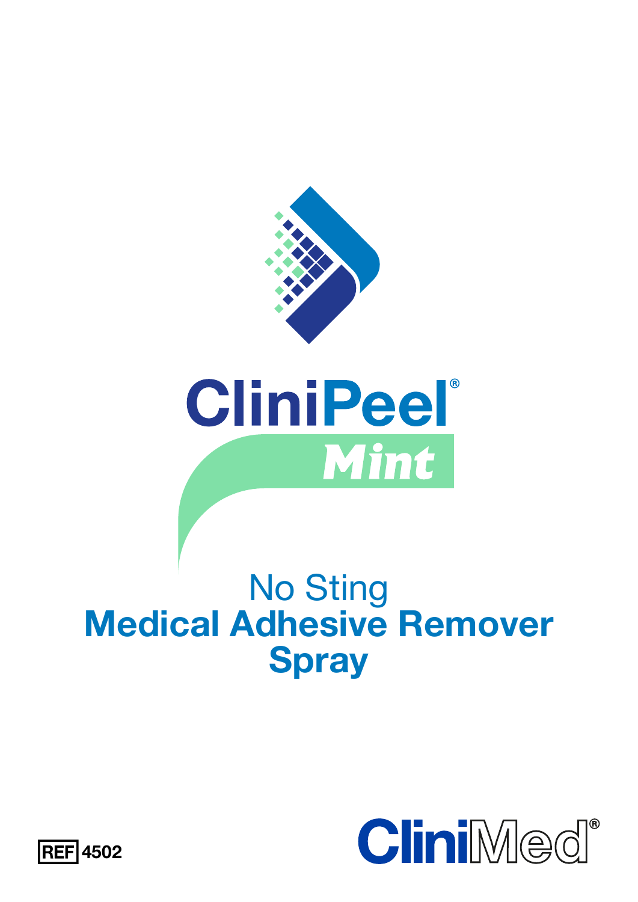# CliniPeel®

## Mint

No Sting
**Medical Adhesive Remover Spray**

REF 4502

CliniMed®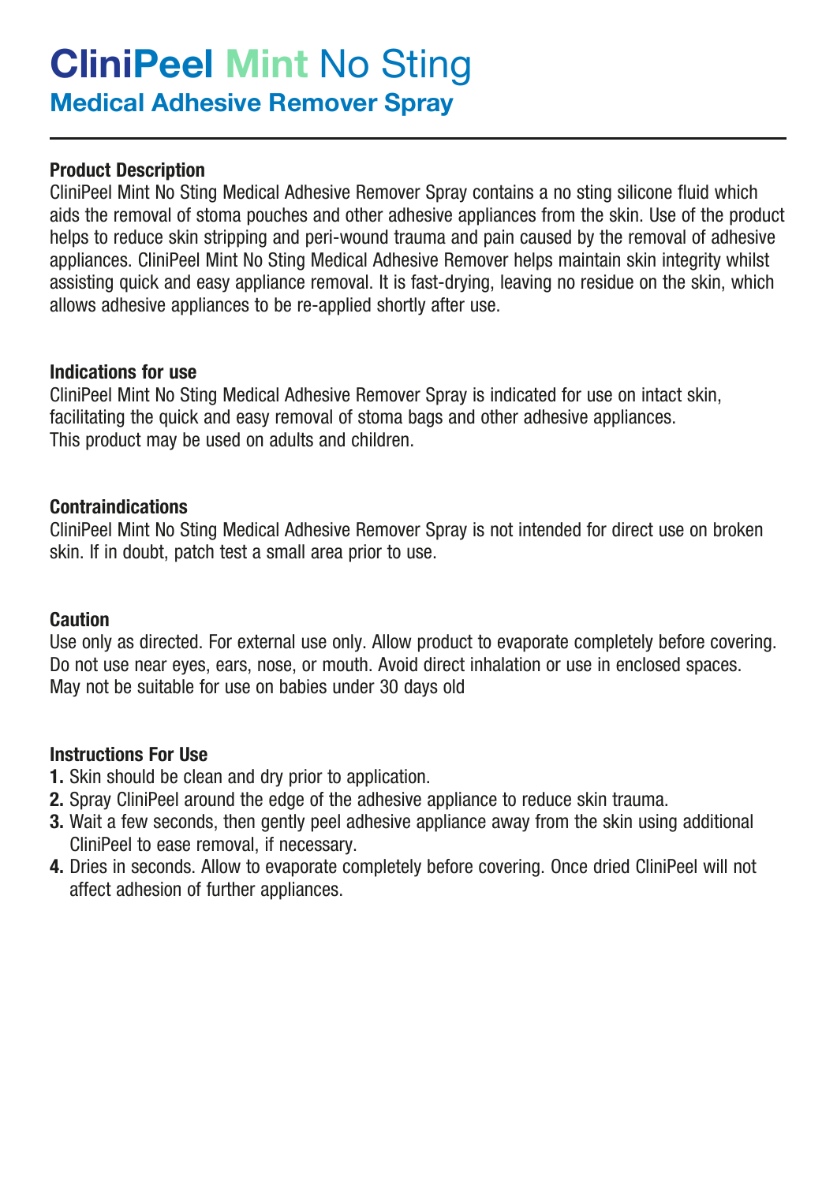# CliniPeel Mint No Sting

## Medical Adhesive Remover Spray

---

### Product Description

CliniPeel Mint No Sting Medical Adhesive Remover Spray contains a no sting silicone fluid which aids the removal of stoma pouches and other adhesive appliances from the skin. Use of the product helps to reduce skin stripping and peri-wound trauma and pain caused by the removal of adhesive appliances. CliniPeel Mint No Sting Medical Adhesive Remover helps maintain skin integrity whilst assisting quick and easy appliance removal. It is fast-drying, leaving no residue on the skin, which allows adhesive appliances to be re-applied shortly after use.

### Indications for use

CliniPeel Mint No Sting Medical Adhesive Remover Spray is indicated for use on intact skin, facilitating the quick and easy removal of stoma bags and other adhesive appliances.
This product may be used on adults and children.

### Contraindications

CliniPeel Mint No Sting Medical Adhesive Remover Spray is not intended for direct use on broken skin. If in doubt, patch test a small area prior to use.

### Caution

Use only as directed. For external use only. Allow product to evaporate completely before covering. Do not use near eyes, ears, nose, or mouth. Avoid direct inhalation or use in enclosed spaces. May not be suitable for use on babies under 30 days old

### Instructions For Use

1. Skin should be clean and dry prior to application.
2. Spray CliniPeel around the edge of the adhesive appliance to reduce skin trauma.
3. Wait a few seconds, then gently peel adhesive appliance away from the skin using additional CliniPeel to ease removal, if necessary.
4. Dries in seconds. Allow to evaporate completely before covering. Once dried CliniPeel will not affect adhesion of further appliances.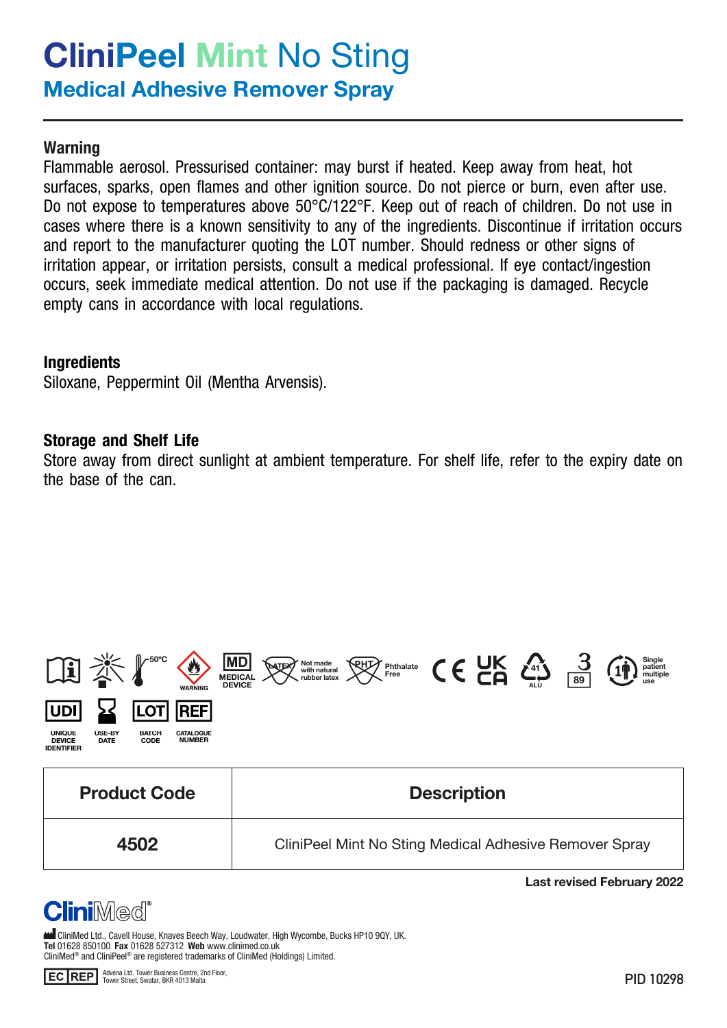# CliniPeel Mint No Sting

## Medical Adhesive Remover Spray

### Warning

Flammable aerosol. Pressurised container: may burst if heated. Keep away from heat, hot surfaces, sparks, open flames and other ignition source. Do not pierce or burn, even after use. Do not expose to temperatures above 50°C/122°F. Keep out of reach of children. Do not use in cases where there is a known sensitivity to any of the ingredients. Discontinue if irritation occurs and report to the manufacturer quoting the LOT number. Should redness or other signs of irritation appear, or irritation persists, consult a medical professional. If eye contact/ingestion occurs, seek immediate medical attention. Do not use if the packaging is damaged. Recycle empty cans in accordance with local regulations.

### Ingredients

Siloxane, Peppermint Oil (Mentha Arvensis).

### Storage and Shelf Life

Store away from direct sunlight at ambient temperature. For shelf life, refer to the expiry date on the base of the can.

50°C
WARNING
MD MEDICAL DEVICE
LATEX Not made with natural rubber latex
PHT Phthalate Free
CE UK CA
41 ALU
3 89
Single patient multiple use

UDI UNIQUE DEVICE IDENTIFIER
USE-BY DATE
LOT BATCH CODE
REF CATALOGUE NUMBER

| Product Code | Description |
|---|---|
| 4502 | CliniPeel Mint No Sting Medical Adhesive Remover Spray |

**Last revised February 2022**

CliniMed®

CliniMed Ltd., Cavell House, Knaves Beech Way, Loudwater, High Wycombe, Bucks HP10 9QY, UK.
**Tel** 01628 850100 **Fax** 01628 527312 **Web** www.clinimed.co.uk
CliniMed® and CliniPeel® are registered trademarks of CliniMed (Holdings) Limited.

EC REP Advena Ltd. Tower Business Centre, 2nd Floor, Tower Street, Swatar, BKR 4013 Malta

PID 10298